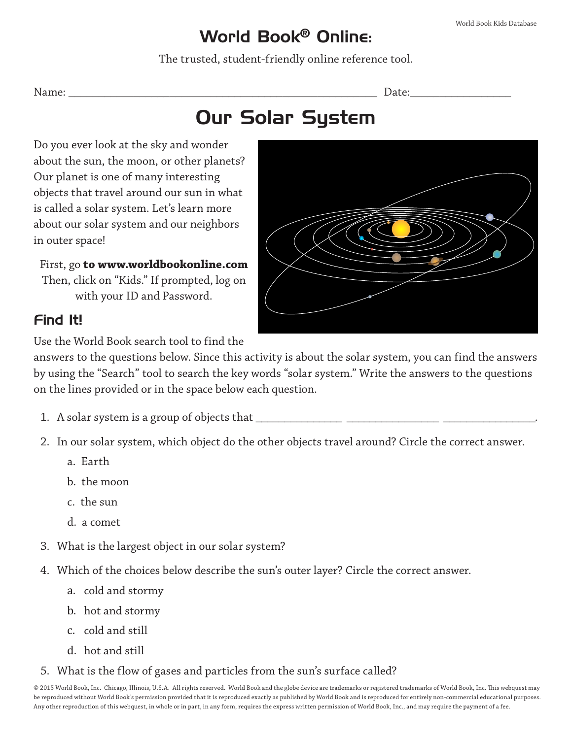# World Book® Online:

The trusted, student-friendly online reference tool.

Name: ______________________________________________________ Date:__________________

# Our Solar System

Do you ever look at the sky and wonder about the sun, the moon, or other planets? Our planet is one of many interesting objects that travel around our sun in what is called a solar system. Let's learn more about our solar system and our neighbors in outer space!

First, go **to www.worldbookonline.com** Then, click on "Kids." If prompted, log on with your ID and Password.

## Find It!

Use the World Book search tool to find the answers to the questions below. Since this activity is about the solar system, you can find the answers by using the "Search" tool to search the key words "solar system." Write the answers to the questions on the lines provided or in the space below each question.

1. A solar system is a group of objects that _______________ ________________ ________________.
2. In our solar system, which object do the other objects travel around? Circle the correct answer.
   a. Earth
   b. the moon
   c. the sun
   d. a comet
3. What is the largest object in our solar system?
4. Which of the choices below describe the sun's outer layer? Circle the correct answer.
   a. cold and stormy
   b. hot and stormy
   c. cold and still
   d. hot and still
5. What is the flow of gases and particles from the sun's surface called?

© 2015 World Book, Inc. Chicago, Illinois, U.S.A. All rights reserved. World Book and the globe device are trademarks or registered trademarks of World Book, Inc. This webquest may be reproduced without World Book's permission provided that it is reproduced exactly as published by World Book and is reproduced for entirely non-commercial educational purposes. Any other reproduction of this webquest, in whole or in part, in any form, requires the express written permission of World Book, Inc., and may require the payment of a fee.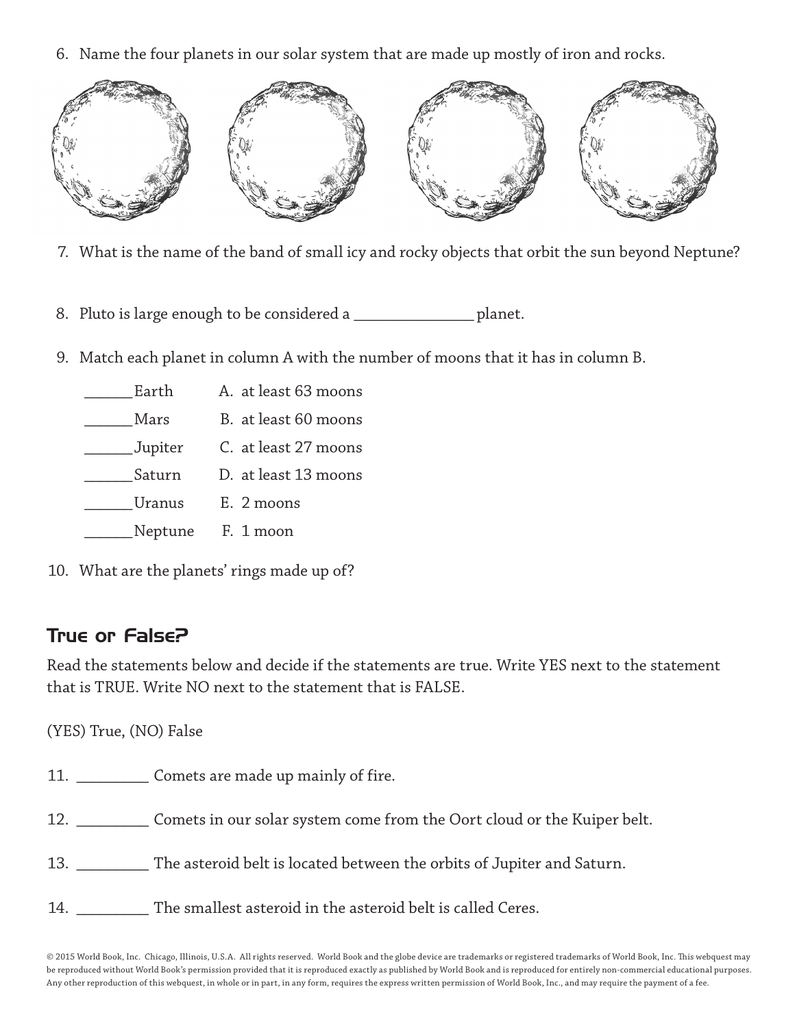6. Name the four planets in our solar system that are made up mostly of iron and rocks.

7. What is the name of the band of small icy and rocky objects that orbit the sun beyond Neptune?

8. Pluto is large enough to be considered a _______________ planet.

9. Match each planet in column A with the number of moons that it has in column B.

   ______Earth    A. at least 63 moons
   
   ______Mars    B. at least 60 moons
   
   ______Jupiter    C. at least 27 moons
   
   ______Saturn    D. at least 13 moons
   
   ______Uranus    E. 2 moons
   
   ______Neptune    F. 1 moon

10. What are the planets' rings made up of?

## True or False?

Read the statements below and decide if the statements are true. Write YES next to the statement that is TRUE. Write NO next to the statement that is FALSE.

(YES) True, (NO) False

11. _________ Comets are made up mainly of fire.

12. _________ Comets in our solar system come from the Oort cloud or the Kuiper belt.

13. _________ The asteroid belt is located between the orbits of Jupiter and Saturn.

14. _________ The smallest asteroid in the asteroid belt is called Ceres.

© 2015 World Book, Inc. Chicago, Illinois, U.S.A. All rights reserved. World Book and the globe device are trademarks or registered trademarks of World Book, Inc. This webquest may be reproduced without World Book's permission provided that it is reproduced exactly as published by World Book and is reproduced for entirely non-commercial educational purposes. Any other reproduction of this webquest, in whole or in part, in any form, requires the express written permission of World Book, Inc., and may require the payment of a fee.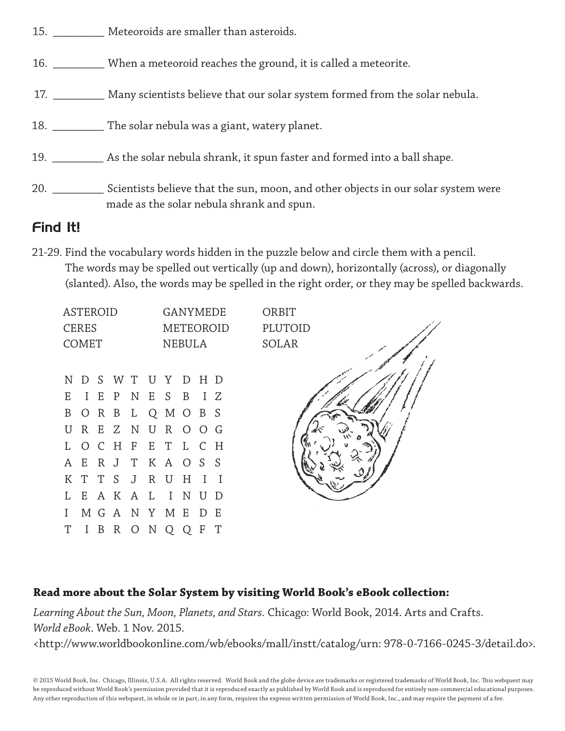15. _________ Meteoroids are smaller than asteroids.

16. _________ When a meteoroid reaches the ground, it is called a meteorite.

17. _________ Many scientists believe that our solar system formed from the solar nebula.

18. _________ The solar nebula was a giant, watery planet.

19. _________ As the solar nebula shrank, it spun faster and formed into a ball shape.

20. _________ Scientists believe that the sun, moon, and other objects in our solar system were made as the solar nebula shrank and spun.

## Find It!

21-29. Find the vocabulary words hidden in the puzzle below and circle them with a pencil. The words may be spelled out vertically (up and down), horizontally (across), or diagonally (slanted). Also, the words may be spelled in the right order, or they may be spelled backwards.

| | | |
|---|---|---|
| ASTEROID | GANYMEDE | ORBIT |
| CERES | METEOROID | PLUTOID |
| COMET | NEBULA | SOLAR |

```
N D S W T U Y D H D
E I E P N E S B I Z
B O R B L Q M O B S
U R E Z N U R O O G
L O C H F E T L C H
A E R J T K A O S S
K T T S J R U H I I
L E A K A L I N U D
I M G A N Y M E D E
T I B R O N Q Q F T
```

**Read more about the Solar System by visiting World Book's eBook collection:**

*Learning About the Sun, Moon, Planets, and Stars*. Chicago: World Book, 2014. Arts and Crafts. *World eBook*. Web. 1 Nov. 2015. <http://www.worldbookonline.com/wb/ebooks/mall/instt/catalog/urn: 978-0-7166-0245-3/detail.do>.

© 2015 World Book, Inc. Chicago, Illinois, U.S.A. All rights reserved. World Book and the globe device are trademarks or registered trademarks of World Book, Inc. This webquest may be reproduced without World Book's permission provided that it is reproduced exactly as published by World Book and is reproduced for entirely non-commercial educational purposes. Any other reproduction of this webquest, in whole or in part, in any form, requires the express written permission of World Book, Inc., and may require the payment of a fee.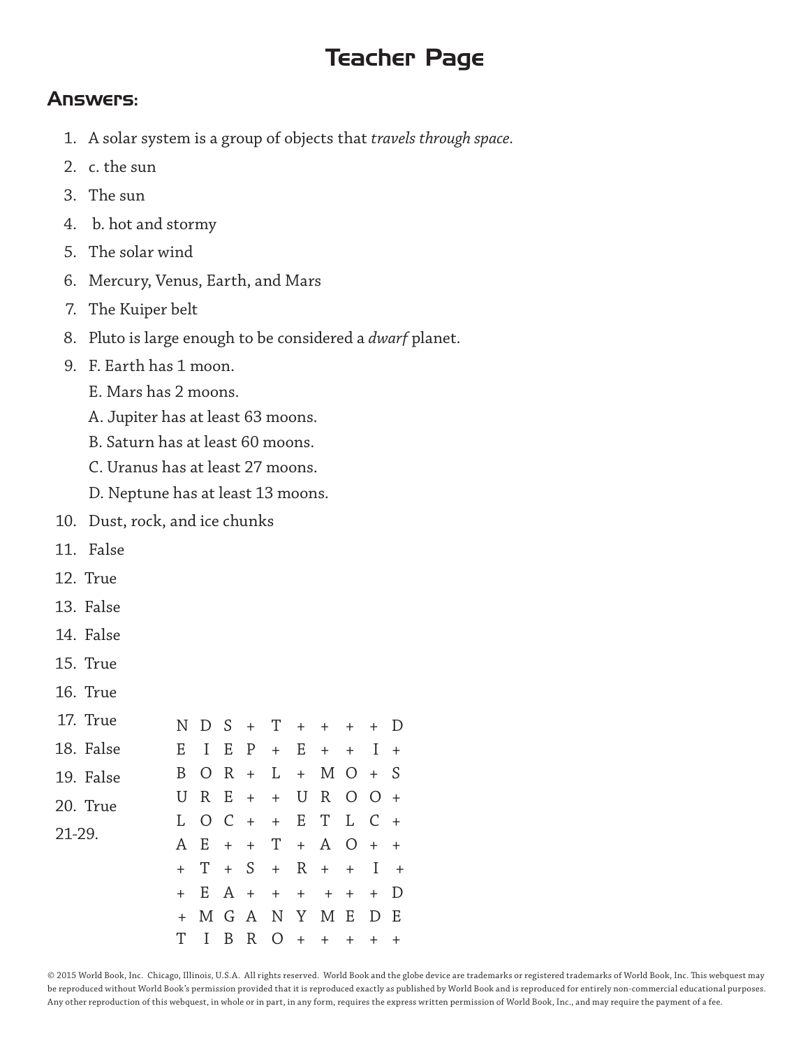# Teacher Page

## Answers:

1. A solar system is a group of objects that *travels through space*.
2. c. the sun
3. The sun
4. b. hot and stormy
5. The solar wind
6. Mercury, Venus, Earth, and Mars
7. The Kuiper belt
8. Pluto is large enough to be considered a *dwarf* planet.
9. F. Earth has 1 moon.
   E. Mars has 2 moons.
   A. Jupiter has at least 63 moons.
   B. Saturn has at least 60 moons.
   C. Uranus has at least 27 moons.
   D. Neptune has at least 13 moons.
10. Dust, rock, and ice chunks
11. False
12. True
13. False
14. False
15. True
16. True
17. True
18. False
19. False
20. True

21-29.

```
N D S + T + + + + D
E I E P + E + + I +
B O R + L + M O + S
U R E + + U R O O +
L O C + + E T L C +
A E + + T + A O + +
+ T + S + R + + I +
+ E A + + + + + + D
+ M G A N Y M E D E
T I B R O + + + + +
```

© 2015 World Book, Inc. Chicago, Illinois, U.S.A. All rights reserved. World Book and the globe device are trademarks or registered trademarks of World Book, Inc. This webquest may be reproduced without World Book's permission provided that it is reproduced exactly as published by World Book and is reproduced for entirely non-commercial educational purposes. Any other reproduction of this webquest, in whole or in part, in any form, requires the express written permission of World Book, Inc., and may require the payment of a fee.